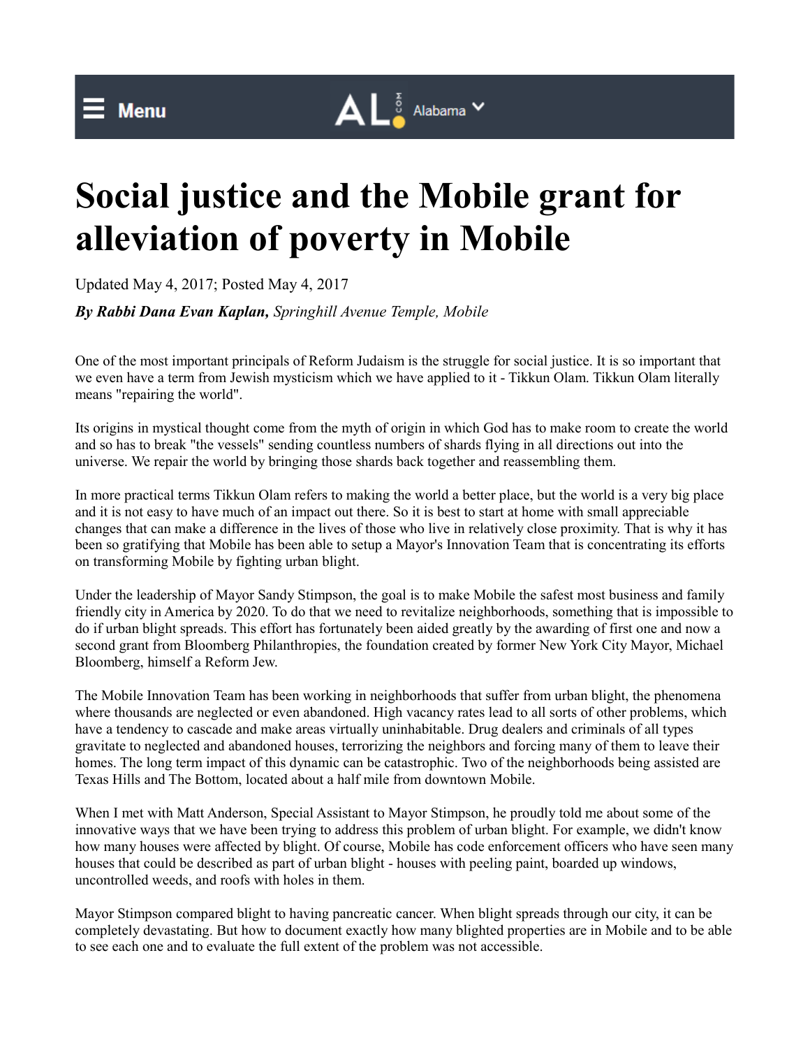# Social justice and the Mobile grant for alleviation of poverty in Mobile

Updated May 4, 2017; Posted May 4, 2017

***By Rabbi Dana Evan Kaplan,*** *Springhill Avenue Temple, Mobile*

One of the most important principals of Reform Judaism is the struggle for social justice. It is so important that we even have a term from Jewish mysticism which we have applied to it - Tikkun Olam. Tikkun Olam literally means "repairing the world".

Its origins in mystical thought come from the myth of origin in which God has to make room to create the world and so has to break "the vessels" sending countless numbers of shards flying in all directions out into the universe. We repair the world by bringing those shards back together and reassembling them.

In more practical terms Tikkun Olam refers to making the world a better place, but the world is a very big place and it is not easy to have much of an impact out there. So it is best to start at home with small appreciable changes that can make a difference in the lives of those who live in relatively close proximity. That is why it has been so gratifying that Mobile has been able to setup a Mayor's Innovation Team that is concentrating its efforts on transforming Mobile by fighting urban blight.

Under the leadership of Mayor Sandy Stimpson, the goal is to make Mobile the safest most business and family friendly city in America by 2020. To do that we need to revitalize neighborhoods, something that is impossible to do if urban blight spreads. This effort has fortunately been aided greatly by the awarding of first one and now a second grant from Bloomberg Philanthropies, the foundation created by former New York City Mayor, Michael Bloomberg, himself a Reform Jew.

The Mobile Innovation Team has been working in neighborhoods that suffer from urban blight, the phenomena where thousands are neglected or even abandoned. High vacancy rates lead to all sorts of other problems, which have a tendency to cascade and make areas virtually uninhabitable. Drug dealers and criminals of all types gravitate to neglected and abandoned houses, terrorizing the neighbors and forcing many of them to leave their homes. The long term impact of this dynamic can be catastrophic. Two of the neighborhoods being assisted are Texas Hills and The Bottom, located about a half mile from downtown Mobile.

When I met with Matt Anderson, Special Assistant to Mayor Stimpson, he proudly told me about some of the innovative ways that we have been trying to address this problem of urban blight. For example, we didn't know how many houses were affected by blight. Of course, Mobile has code enforcement officers who have seen many houses that could be described as part of urban blight - houses with peeling paint, boarded up windows, uncontrolled weeds, and roofs with holes in them.

Mayor Stimpson compared blight to having pancreatic cancer. When blight spreads through our city, it can be completely devastating. But how to document exactly how many blighted properties are in Mobile and to be able to see each one and to evaluate the full extent of the problem was not accessible.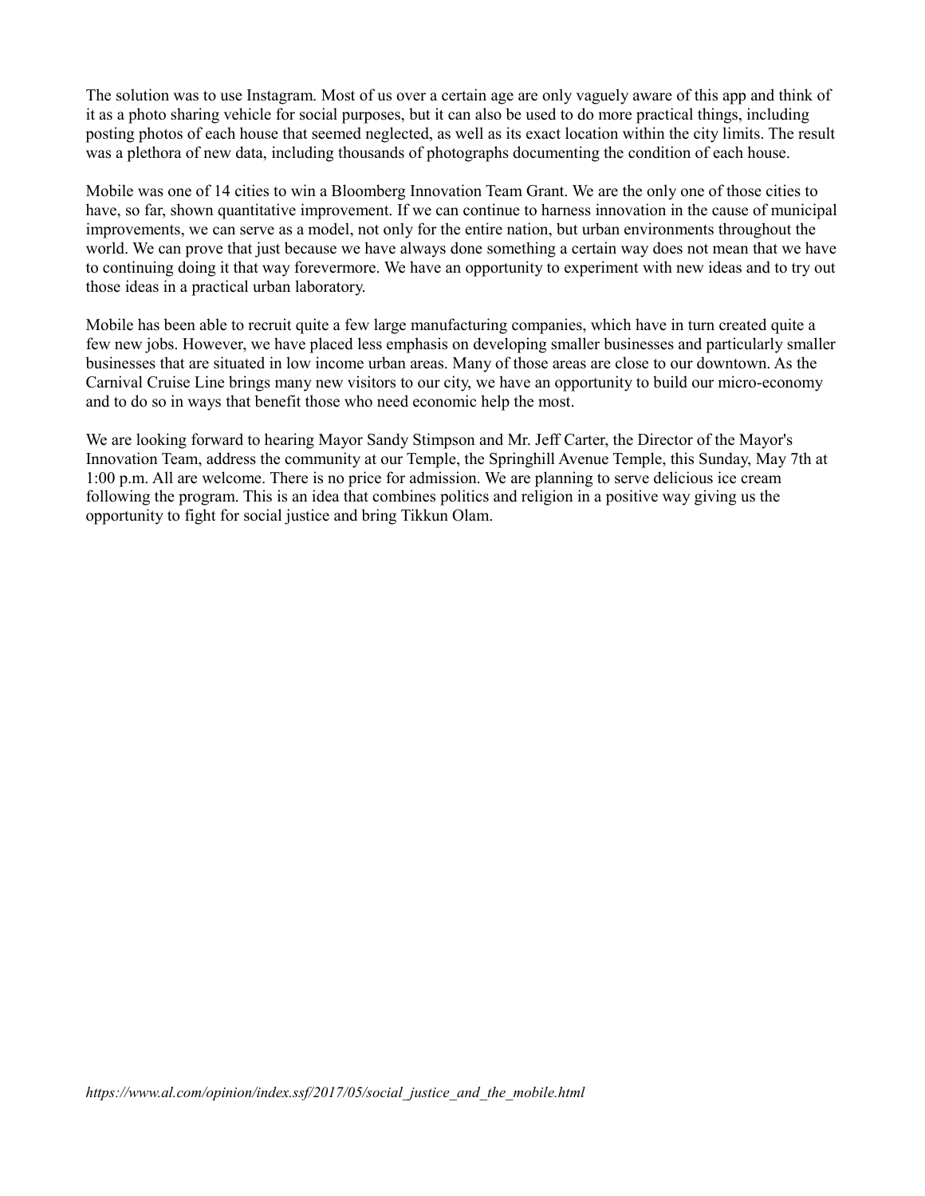The solution was to use Instagram. Most of us over a certain age are only vaguely aware of this app and think of it as a photo sharing vehicle for social purposes, but it can also be used to do more practical things, including posting photos of each house that seemed neglected, as well as its exact location within the city limits. The result was a plethora of new data, including thousands of photographs documenting the condition of each house.

Mobile was one of 14 cities to win a Bloomberg Innovation Team Grant. We are the only one of those cities to have, so far, shown quantitative improvement. If we can continue to harness innovation in the cause of municipal improvements, we can serve as a model, not only for the entire nation, but urban environments throughout the world. We can prove that just because we have always done something a certain way does not mean that we have to continuing doing it that way forevermore. We have an opportunity to experiment with new ideas and to try out those ideas in a practical urban laboratory.

Mobile has been able to recruit quite a few large manufacturing companies, which have in turn created quite a few new jobs. However, we have placed less emphasis on developing smaller businesses and particularly smaller businesses that are situated in low income urban areas. Many of those areas are close to our downtown. As the Carnival Cruise Line brings many new visitors to our city, we have an opportunity to build our micro-economy and to do so in ways that benefit those who need economic help the most.

We are looking forward to hearing Mayor Sandy Stimpson and Mr. Jeff Carter, the Director of the Mayor's Innovation Team, address the community at our Temple, the Springhill Avenue Temple, this Sunday, May 7th at 1:00 p.m. All are welcome. There is no price for admission. We are planning to serve delicious ice cream following the program. This is an idea that combines politics and religion in a positive way giving us the opportunity to fight for social justice and bring Tikkun Olam.

*https://www.al.com/opinion/index.ssf/2017/05/social_justice_and_the_mobile.html*